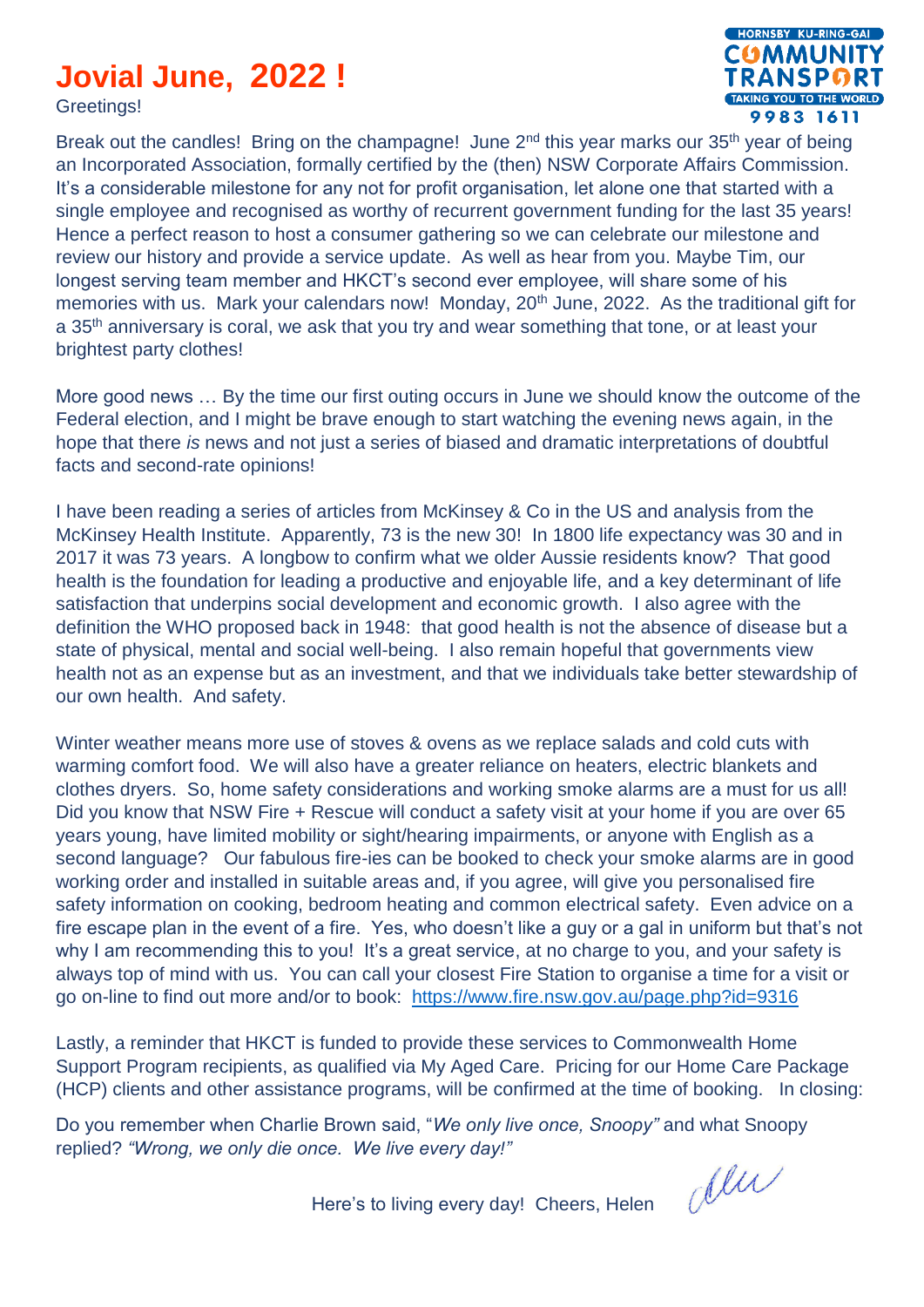# Jovial June, 2022 !

Greetings!

Break out the candles! Bring on the champagne! June 2nd this year marks our 35th year of being an Incorporated Association, formally certified by the (then) NSW Corporate Affairs Commission. It's a considerable milestone for any not for profit organisation, let alone one that started with a single employee and recognised as worthy of recurrent government funding for the last 35 years! Hence a perfect reason to host a consumer gathering so we can celebrate our milestone and review our history and provide a service update. As well as hear from you. Maybe Tim, our longest serving team member and HKCT's second ever employee, will share some of his memories with us. Mark your calendars now! Monday, 20th June, 2022. As the traditional gift for a 35th anniversary is coral, we ask that you try and wear something that tone, or at least your brightest party clothes!

More good news … By the time our first outing occurs in June we should know the outcome of the Federal election, and I might be brave enough to start watching the evening news again, in the hope that there *is* news and not just a series of biased and dramatic interpretations of doubtful facts and second-rate opinions!

I have been reading a series of articles from McKinsey & Co in the US and analysis from the McKinsey Health Institute. Apparently, 73 is the new 30! In 1800 life expectancy was 30 and in 2017 it was 73 years. A longbow to confirm what we older Aussie residents know? That good health is the foundation for leading a productive and enjoyable life, and a key determinant of life satisfaction that underpins social development and economic growth. I also agree with the definition the WHO proposed back in 1948: that good health is not the absence of disease but a state of physical, mental and social well-being. I also remain hopeful that governments view health not as an expense but as an investment, and that we individuals take better stewardship of our own health. And safety.

Winter weather means more use of stoves & ovens as we replace salads and cold cuts with warming comfort food. We will also have a greater reliance on heaters, electric blankets and clothes dryers. So, home safety considerations and working smoke alarms are a must for us all! Did you know that NSW Fire + Rescue will conduct a safety visit at your home if you are over 65 years young, have limited mobility or sight/hearing impairments, or anyone with English as a second language? Our fabulous fire-ies can be booked to check your smoke alarms are in good working order and installed in suitable areas and, if you agree, will give you personalised fire safety information on cooking, bedroom heating and common electrical safety. Even advice on a fire escape plan in the event of a fire. Yes, who doesn't like a guy or a gal in uniform but that's not why I am recommending this to you! It's a great service, at no charge to you, and your safety is always top of mind with us. You can call your closest Fire Station to organise a time for a visit or go on-line to find out more and/or to book: https://www.fire.nsw.gov.au/page.php?id=9316

Lastly, a reminder that HKCT is funded to provide these services to Commonwealth Home Support Program recipients, as qualified via My Aged Care. Pricing for our Home Care Package (HCP) clients and other assistance programs, will be confirmed at the time of booking. In closing:

Do you remember when Charlie Brown said, "*We only live once, Snoopy"* and what Snoopy replied? *"Wrong, we only die once. We live every day!"*

Here's to living every day! Cheers, Helen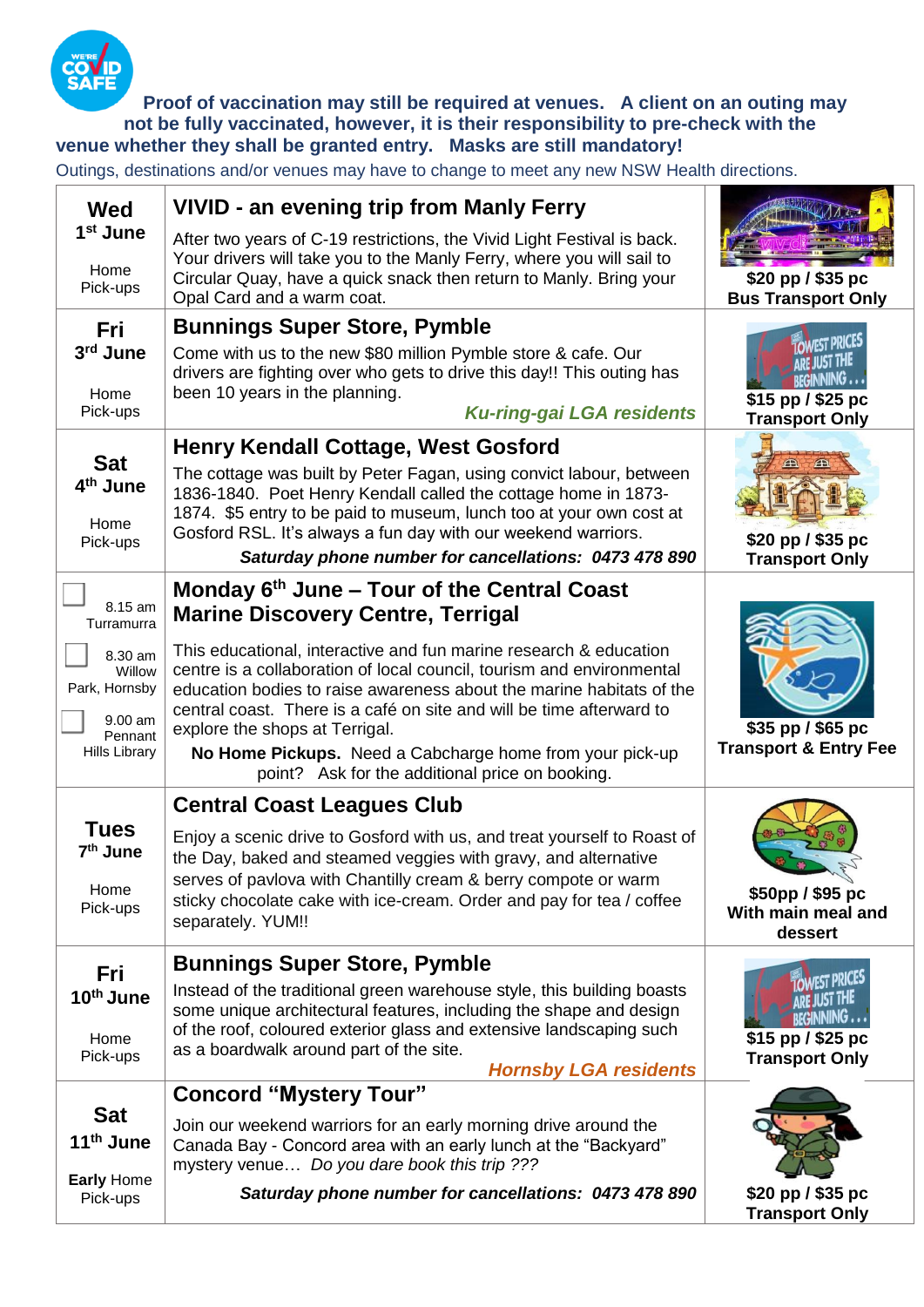**Proof of vaccination may still be required at venues. A client on an outing may not be fully vaccinated, however, it is their responsibility to pre-check with the venue whether they shall be granted entry. Masks are still mandatory!**

Outings, destinations and/or venues may have to change to meet any new NSW Health directions.

| Date | Outing | Price |
|---|---|---|
| **Wed 1st June**<br>Home Pick-ups | **VIVID - an evening trip from Manly Ferry**<br>After two years of C-19 restrictions, the Vivid Light Festival is back. Your drivers will take you to the Manly Ferry, where you will sail to Circular Quay, have a quick snack then return to Manly. Bring your Opal Card and a warm coat. | **$20 pp / $35 pc**<br>**Bus Transport Only** |
| **Fri 3rd June**<br>Home Pick-ups | **Bunnings Super Store, Pymble**<br>Come with us to the new $80 million Pymble store & cafe. Our drivers are fighting over who gets to drive this day!! This outing has been 10 years in the planning.<br>***Ku-ring-gai LGA residents*** | **$15 pp / $25 pc**<br>**Transport Only** |
| **Sat 4th June**<br>Home Pick-ups | **Henry Kendall Cottage, West Gosford**<br>The cottage was built by Peter Fagan, using convict labour, between 1836-1840. Poet Henry Kendall called the cottage home in 1873-1874. $5 entry to be paid to museum, lunch too at your own cost at Gosford RSL. It's always a fun day with our weekend warriors.<br>***Saturday phone number for cancellations: 0473 478 890*** | **$20 pp / $35 pc**<br>**Transport Only** |
| ☐ 8.15 am Turramurra<br>☐ 8.30 am Willow Park, Hornsby<br>☐ 9.00 am Pennant Hills Library | **Monday 6th June – Tour of the Central Coast Marine Discovery Centre, Terrigal**<br>This educational, interactive and fun marine research & education centre is a collaboration of local council, tourism and environmental education bodies to raise awareness about the marine habitats of the central coast. There is a café on site and will be time afterward to explore the shops at Terrigal.<br>**No Home Pickups.** Need a Cabcharge home from your pick-up point? Ask for the additional price on booking. | **$35 pp / $65 pc**<br>**Transport & Entry Fee** |
| **Tues 7th June**<br>Home Pick-ups | **Central Coast Leagues Club**<br>Enjoy a scenic drive to Gosford with us, and treat yourself to Roast of the Day, baked and steamed veggies with gravy, and alternative serves of pavlova with Chantilly cream & berry compote or warm sticky chocolate cake with ice-cream. Order and pay for tea / coffee separately. YUM!! | **$50pp / $95 pc**<br>**With main meal and dessert** |
| **Fri 10th June**<br>Home Pick-ups | **Bunnings Super Store, Pymble**<br>Instead of the traditional green warehouse style, this building boasts some unique architectural features, including the shape and design of the roof, coloured exterior glass and extensive landscaping such as a boardwalk around part of the site.<br>***Hornsby LGA residents*** | **$15 pp / $25 pc**<br>**Transport Only** |
| **Sat 11th June**<br>**Early** Home Pick-ups | **Concord "Mystery Tour"**<br>Join our weekend warriors for an early morning drive around the Canada Bay - Concord area with an early lunch at the "Backyard" mystery venue… *Do you dare book this trip ???*<br>***Saturday phone number for cancellations: 0473 478 890*** | **$20 pp / $35 pc**<br>**Transport Only** |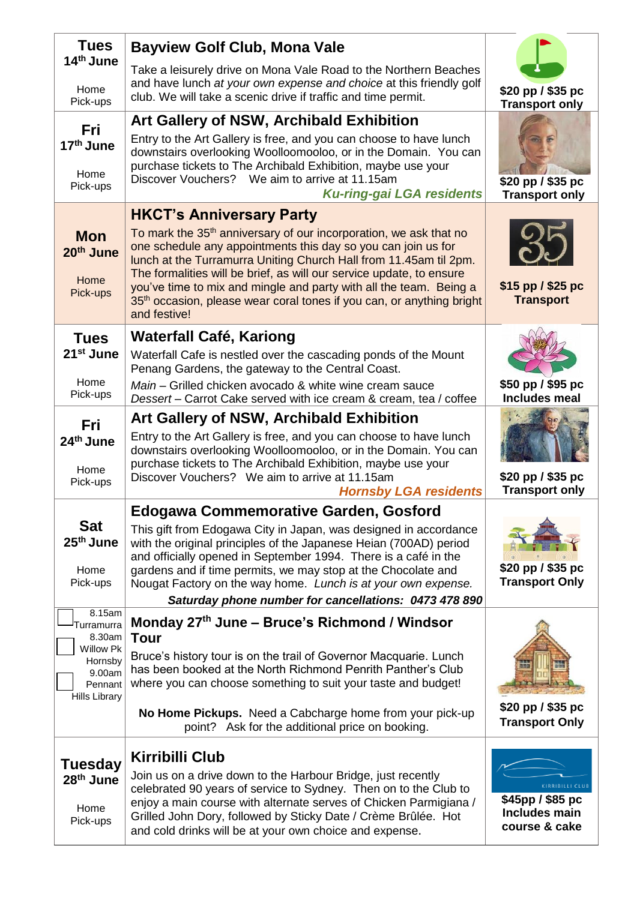| Date | Event | Price |
|---|---|---|
| **Tues 14th June**<br>Home Pick-ups | **Bayview Golf Club, Mona Vale**<br>Take a leisurely drive on Mona Vale Road to the Northern Beaches and have lunch *at your own expense and choice* at this friendly golf club. We will take a scenic drive if traffic and time permit. | **$20 pp / $35 pc Transport only** |
| **Fri 17th June**<br>Home Pick-ups | **Art Gallery of NSW, Archibald Exhibition**<br>Entry to the Art Gallery is free, and you can choose to have lunch downstairs overlooking Woolloomooloo, or in the Domain. You can purchase tickets to The Archibald Exhibition, maybe use your Discover Vouchers? We aim to arrive at 11.15am<br>***Ku-ring-gai LGA residents*** | **$20 pp / $35 pc Transport only** |
| **Mon 20th June**<br>Home Pick-ups | **HKCT's Anniversary Party**<br>To mark the 35th anniversary of our incorporation, we ask that no one schedule any appointments this day so you can join us for lunch at the Turramurra Uniting Church Hall from 11.45am til 2pm. The formalities will be brief, as will our service update, to ensure you've time to mix and mingle and party with all the team. Being a 35th occasion, please wear coral tones if you can, or anything bright and festive! | **$15 pp / $25 pc Transport** |
| **Tues 21st June**<br>Home Pick-ups | **Waterfall Café, Kariong**<br>Waterfall Cafe is nestled over the cascading ponds of the Mount Penang Gardens, the gateway to the Central Coast.<br>*Main* – Grilled chicken avocado & white wine cream sauce<br>*Dessert* – Carrot Cake served with ice cream & cream, tea / coffee | **$50 pp / $95 pc Includes meal** |
| **Fri 24th June**<br>Home Pick-ups | **Art Gallery of NSW, Archibald Exhibition**<br>Entry to the Art Gallery is free, and you can choose to have lunch downstairs overlooking Woolloomooloo, or in the Domain. You can purchase tickets to The Archibald Exhibition, maybe use your Discover Vouchers? We aim to arrive at 11.15am<br>***Hornsby LGA residents*** | **$20 pp / $35 pc Transport only** |
| **Sat 25th June**<br>Home Pick-ups | **Edogawa Commemorative Garden, Gosford**<br>This gift from Edogawa City in Japan, was designed in accordance with the original principles of the Japanese Heian (700AD) period and officially opened in September 1994. There is a café in the gardens and if time permits, we may stop at the Chocolate and Nougat Factory on the way home. *Lunch is at your own expense.*<br>***Saturday phone number for cancellations: 0473 478 890*** | **$20 pp / $35 pc Transport Only** |
| ☐ 8.15am Turramurra<br>☐ 8.30am Willow Pk Hornsby<br>☐ 9.00am Pennant Hills Library | **Monday 27th June – Bruce's Richmond / Windsor Tour**<br>Bruce's history tour is on the trail of Governor Macquarie. Lunch has been booked at the North Richmond Penrith Panther's Club where you can choose something to suit your taste and budget!<br>**No Home Pickups.** Need a Cabcharge home from your pick-up point? Ask for the additional price on booking. | **$20 pp / $35 pc Transport Only** |
| **Tuesday 28th June**<br>Home Pick-ups | **Kirribilli Club**<br>Join us on a drive down to the Harbour Bridge, just recently celebrated 90 years of service to Sydney. Then on to the Club to enjoy a main course with alternate serves of Chicken Parmigiana / Grilled John Dory, followed by Sticky Date / Crème Brûlée. Hot and cold drinks will be at your own choice and expense. | **$45pp / $85 pc Includes main course & cake** |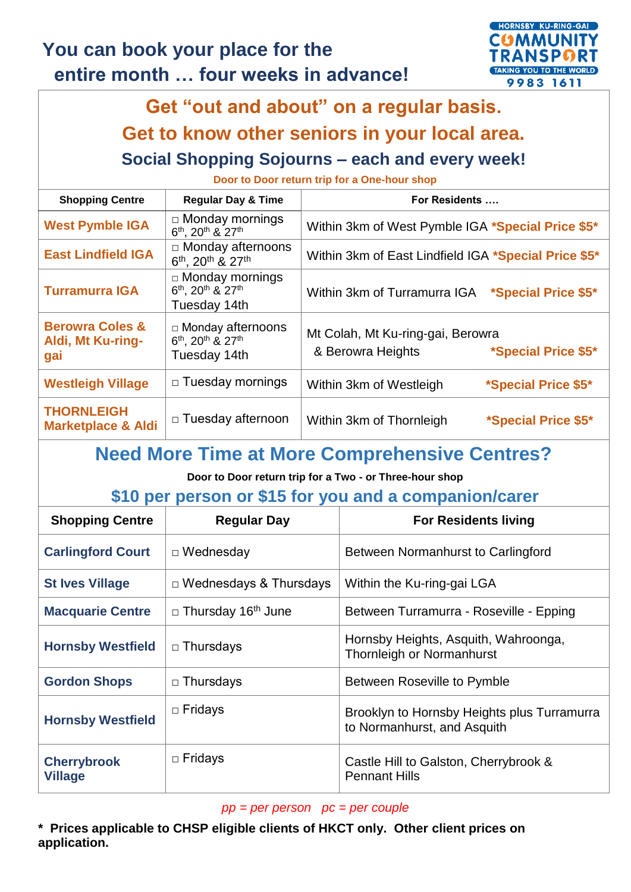# You can book your place for the entire month … four weeks in advance!

HORNSBY KU-RING-GAI COMMUNITY TRANSPORT
TAKING YOU TO THE WORLD
9983 1611

## Get "out and about" on a regular basis.

## Get to know other seniors in your local area.

### Social Shopping Sojourns – each and every week!

**Door to Door return trip for a One-hour shop**

| Shopping Centre | Regular Day & Time | For Residents …. |
|---|---|---|
| **West Pymble IGA** | □ Monday mornings 6th, 20th & 27th | Within 3km of West Pymble IGA ***Special Price $5*** |
| **East Lindfield IGA** | □ Monday afternoons 6th, 20th & 27th | Within 3km of East Lindfield IGA ***Special Price $5*** |
| **Turramurra IGA** | □ Monday mornings 6th, 20th & 27th Tuesday 14th | Within 3km of Turramurra IGA ***Special Price $5*** |
| **Berowra Coles & Aldi, Mt Ku-ring-gai** | □ Monday afternoons 6th, 20th & 27th Tuesday 14th | Mt Colah, Mt Ku-ring-gai, Berowra & Berowra Heights ***Special Price $5*** |
| **Westleigh Village** | □ Tuesday mornings | Within 3km of Westleigh ***Special Price $5*** |
| **THORNLEIGH Marketplace & Aldi** | □ Tuesday afternoon | Within 3km of Thornleigh ***Special Price $5*** |

## Need More Time at More Comprehensive Centres?

**Door to Door return trip for a Two - or Three-hour shop**

### $10 per person or $15 for you and a companion/carer

| Shopping Centre | Regular Day | For Residents living |
|---|---|---|
| **Carlingford Court** | □ Wednesday | Between Normanhurst to Carlingford |
| **St Ives Village** | □ Wednesdays & Thursdays | Within the Ku-ring-gai LGA |
| **Macquarie Centre** | □ Thursday 16th June | Between Turramurra - Roseville - Epping |
| **Hornsby Westfield** | □ Thursdays | Hornsby Heights, Asquith, Wahroonga, Thornleigh or Normanhurst |
| **Gordon Shops** | □ Thursdays | Between Roseville to Pymble |
| **Hornsby Westfield** | □ Fridays | Brooklyn to Hornsby Heights plus Turramurra to Normanhurst, and Asquith |
| **Cherrybrook Village** | □ Fridays | Castle Hill to Galston, Cherrybrook & Pennant Hills |

*pp = per person pc = per couple*

**\* Prices applicable to CHSP eligible clients of HKCT only. Other client prices on application.**